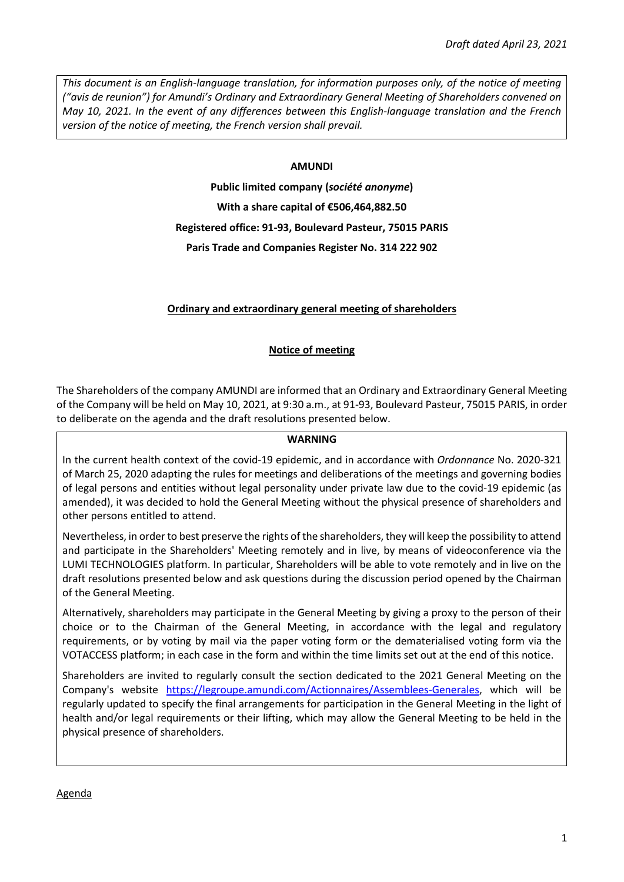*Draft dated April 23, 2021*

*This document is an English-language translation, for information purposes only, of the notice of meeting ("avis de reunion") for Amundi's Ordinary and Extraordinary General Meeting of Shareholders convened on May 10, 2021. In the event of any differences between this English-language translation and the French version of the notice of meeting, the French version shall prevail.*

**AMUNDI**

**Public limited company (*société anonyme*)**

**With a share capital of €506,464,882.50**

**Registered office: 91-93, Boulevard Pasteur, 75015 PARIS**

**Paris Trade and Companies Register No. 314 222 902**

**Ordinary and extraordinary general meeting of shareholders**

**Notice of meeting**

The Shareholders of the company AMUNDI are informed that an Ordinary and Extraordinary General Meeting of the Company will be held on May 10, 2021, at 9:30 a.m., at 91-93, Boulevard Pasteur, 75015 PARIS, in order to deliberate on the agenda and the draft resolutions presented below.

**WARNING**

In the current health context of the covid-19 epidemic, and in accordance with *Ordonnance* No. 2020-321 of March 25, 2020 adapting the rules for meetings and deliberations of the meetings and governing bodies of legal persons and entities without legal personality under private law due to the covid-19 epidemic (as amended), it was decided to hold the General Meeting without the physical presence of shareholders and other persons entitled to attend.

Nevertheless, in order to best preserve the rights of the shareholders, they will keep the possibility to attend and participate in the Shareholders' Meeting remotely and in live, by means of videoconference via the LUMI TECHNOLOGIES platform. In particular, Shareholders will be able to vote remotely and in live on the draft resolutions presented below and ask questions during the discussion period opened by the Chairman of the General Meeting.

Alternatively, shareholders may participate in the General Meeting by giving a proxy to the person of their choice or to the Chairman of the General Meeting, in accordance with the legal and regulatory requirements, or by voting by mail via the paper voting form or the dematerialised voting form via the VOTACCESS platform; in each case in the form and within the time limits set out at the end of this notice.

Shareholders are invited to regularly consult the section dedicated to the 2021 General Meeting on the Company's website https://legroupe.amundi.com/Actionnaires/Assemblees-Generales, which will be regularly updated to specify the final arrangements for participation in the General Meeting in the light of health and/or legal requirements or their lifting, which may allow the General Meeting to be held in the physical presence of shareholders.

Agenda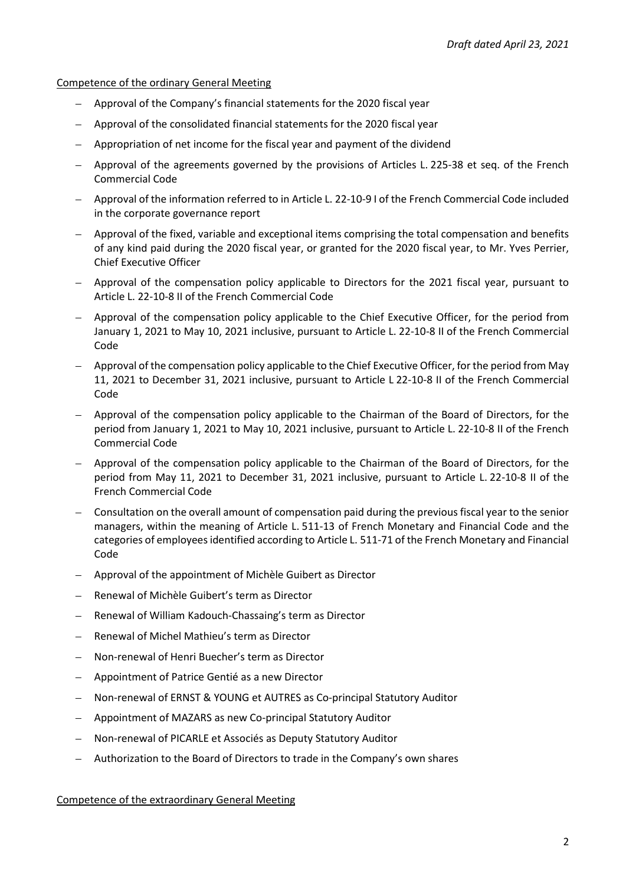*Draft dated April 23, 2021*

Competence of the ordinary General Meeting

- Approval of the Company's financial statements for the 2020 fiscal year
- Approval of the consolidated financial statements for the 2020 fiscal year
- Appropriation of net income for the fiscal year and payment of the dividend
- Approval of the agreements governed by the provisions of Articles L. 225-38 et seq. of the French Commercial Code
- Approval of the information referred to in Article L. 22-10-9 I of the French Commercial Code included in the corporate governance report
- Approval of the fixed, variable and exceptional items comprising the total compensation and benefits of any kind paid during the 2020 fiscal year, or granted for the 2020 fiscal year, to Mr. Yves Perrier, Chief Executive Officer
- Approval of the compensation policy applicable to Directors for the 2021 fiscal year, pursuant to Article L. 22-10-8 II of the French Commercial Code
- Approval of the compensation policy applicable to the Chief Executive Officer, for the period from January 1, 2021 to May 10, 2021 inclusive, pursuant to Article L. 22-10-8 II of the French Commercial Code
- Approval of the compensation policy applicable to the Chief Executive Officer, for the period from May 11, 2021 to December 31, 2021 inclusive, pursuant to Article L 22-10-8 II of the French Commercial Code
- Approval of the compensation policy applicable to the Chairman of the Board of Directors, for the period from January 1, 2021 to May 10, 2021 inclusive, pursuant to Article L. 22-10-8 II of the French Commercial Code
- Approval of the compensation policy applicable to the Chairman of the Board of Directors, for the period from May 11, 2021 to December 31, 2021 inclusive, pursuant to Article L. 22-10-8 II of the French Commercial Code
- Consultation on the overall amount of compensation paid during the previous fiscal year to the senior managers, within the meaning of Article L. 511-13 of French Monetary and Financial Code and the categories of employees identified according to Article L. 511-71 of the French Monetary and Financial Code
- Approval of the appointment of Michèle Guibert as Director
- Renewal of Michèle Guibert's term as Director
- Renewal of William Kadouch-Chassaing's term as Director
- Renewal of Michel Mathieu's term as Director
- Non-renewal of Henri Buecher's term as Director
- Appointment of Patrice Gentié as a new Director
- Non-renewal of ERNST & YOUNG et AUTRES as Co-principal Statutory Auditor
- Appointment of MAZARS as new Co-principal Statutory Auditor
- Non-renewal of PICARLE et Associés as Deputy Statutory Auditor
- Authorization to the Board of Directors to trade in the Company's own shares

Competence of the extraordinary General Meeting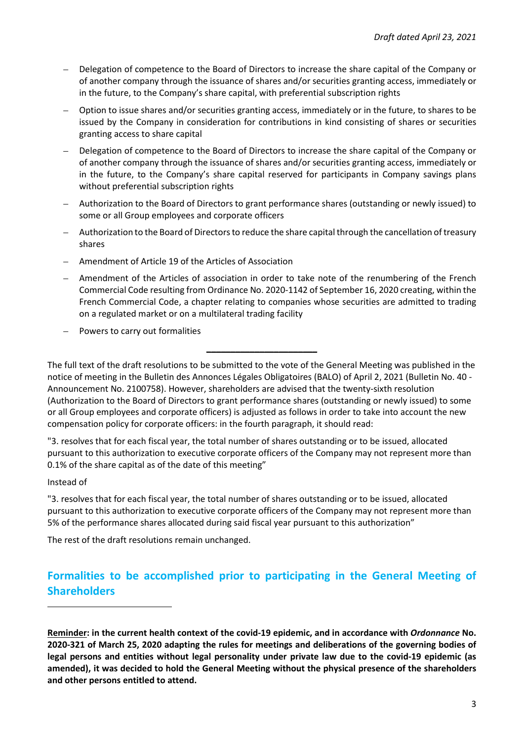- Delegation of competence to the Board of Directors to increase the share capital of the Company or of another company through the issuance of shares and/or securities granting access, immediately or in the future, to the Company's share capital, with preferential subscription rights
- Option to issue shares and/or securities granting access, immediately or in the future, to shares to be issued by the Company in consideration for contributions in kind consisting of shares or securities granting access to share capital
- Delegation of competence to the Board of Directors to increase the share capital of the Company or of another company through the issuance of shares and/or securities granting access, immediately or in the future, to the Company's share capital reserved for participants in Company savings plans without preferential subscription rights
- Authorization to the Board of Directors to grant performance shares (outstanding or newly issued) to some or all Group employees and corporate officers
- Authorization to the Board of Directors to reduce the share capital through the cancellation of treasury shares
- Amendment of Article 19 of the Articles of Association
- Amendment of the Articles of association in order to take note of the renumbering of the French Commercial Code resulting from Ordinance No. 2020-1142 of September 16, 2020 creating, within the French Commercial Code, a chapter relating to companies whose securities are admitted to trading on a regulated market or on a multilateral trading facility
- Powers to carry out formalities

---

The full text of the draft resolutions to be submitted to the vote of the General Meeting was published in the notice of meeting in the Bulletin des Annonces Légales Obligatoires (BALO) of April 2, 2021 (Bulletin No. 40 - Announcement No. 2100758). However, shareholders are advised that the twenty-sixth resolution (Authorization to the Board of Directors to grant performance shares (outstanding or newly issued) to some or all Group employees and corporate officers) is adjusted as follows in order to take into account the new compensation policy for corporate officers: in the fourth paragraph, it should read:

"3. resolves that for each fiscal year, the total number of shares outstanding or to be issued, allocated pursuant to this authorization to executive corporate officers of the Company may not represent more than 0.1% of the share capital as of the date of this meeting"

Instead of

"3. resolves that for each fiscal year, the total number of shares outstanding or to be issued, allocated pursuant to this authorization to executive corporate officers of the Company may not represent more than 5% of the performance shares allocated during said fiscal year pursuant to this authorization"

The rest of the draft resolutions remain unchanged.

## Formalities to be accomplished prior to participating in the General Meeting of Shareholders

**Reminder: in the current health context of the covid-19 epidemic, and in accordance with *Ordonnance* No. 2020-321 of March 25, 2020 adapting the rules for meetings and deliberations of the governing bodies of legal persons and entities without legal personality under private law due to the covid-19 epidemic (as amended), it was decided to hold the General Meeting without the physical presence of the shareholders and other persons entitled to attend.**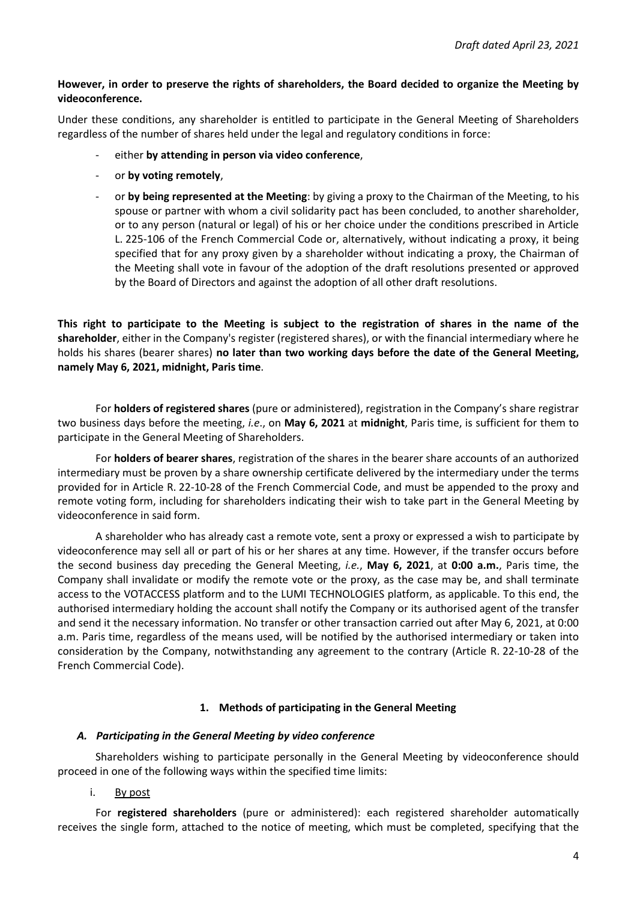**However, in order to preserve the rights of shareholders, the Board decided to organize the Meeting by videoconference.**

Under these conditions, any shareholder is entitled to participate in the General Meeting of Shareholders regardless of the number of shares held under the legal and regulatory conditions in force:

- either **by attending in person via video conference**,
- or **by voting remotely**,
- or **by being represented at the Meeting**: by giving a proxy to the Chairman of the Meeting, to his spouse or partner with whom a civil solidarity pact has been concluded, to another shareholder, or to any person (natural or legal) of his or her choice under the conditions prescribed in Article L. 225-106 of the French Commercial Code or, alternatively, without indicating a proxy, it being specified that for any proxy given by a shareholder without indicating a proxy, the Chairman of the Meeting shall vote in favour of the adoption of the draft resolutions presented or approved by the Board of Directors and against the adoption of all other draft resolutions.

**This right to participate to the Meeting is subject to the registration of shares in the name of the shareholder**, either in the Company's register (registered shares), or with the financial intermediary where he holds his shares (bearer shares) **no later than two working days before the date of the General Meeting, namely May 6, 2021, midnight, Paris time**.

For **holders of registered shares** (pure or administered), registration in the Company's share registrar two business days before the meeting, *i.e*., on **May 6, 2021** at **midnight**, Paris time, is sufficient for them to participate in the General Meeting of Shareholders.

For **holders of bearer shares**, registration of the shares in the bearer share accounts of an authorized intermediary must be proven by a share ownership certificate delivered by the intermediary under the terms provided for in Article R. 22-10-28 of the French Commercial Code, and must be appended to the proxy and remote voting form, including for shareholders indicating their wish to take part in the General Meeting by videoconference in said form.

A shareholder who has already cast a remote vote, sent a proxy or expressed a wish to participate by videoconference may sell all or part of his or her shares at any time. However, if the transfer occurs before the second business day preceding the General Meeting, *i.e.*, **May 6, 2021**, at **0:00 a.m.**, Paris time, the Company shall invalidate or modify the remote vote or the proxy, as the case may be, and shall terminate access to the VOTACCESS platform and to the LUMI TECHNOLOGIES platform, as applicable. To this end, the authorised intermediary holding the account shall notify the Company or its authorised agent of the transfer and send it the necessary information. No transfer or other transaction carried out after May 6, 2021, at 0:00 a.m. Paris time, regardless of the means used, will be notified by the authorised intermediary or taken into consideration by the Company, notwithstanding any agreement to the contrary (Article R. 22-10-28 of the French Commercial Code).

## 1. Methods of participating in the General Meeting

### *A. Participating in the General Meeting by video conference*

Shareholders wishing to participate personally in the General Meeting by videoconference should proceed in one of the following ways within the specified time limits:

i. By post

For **registered shareholders** (pure or administered): each registered shareholder automatically receives the single form, attached to the notice of meeting, which must be completed, specifying that the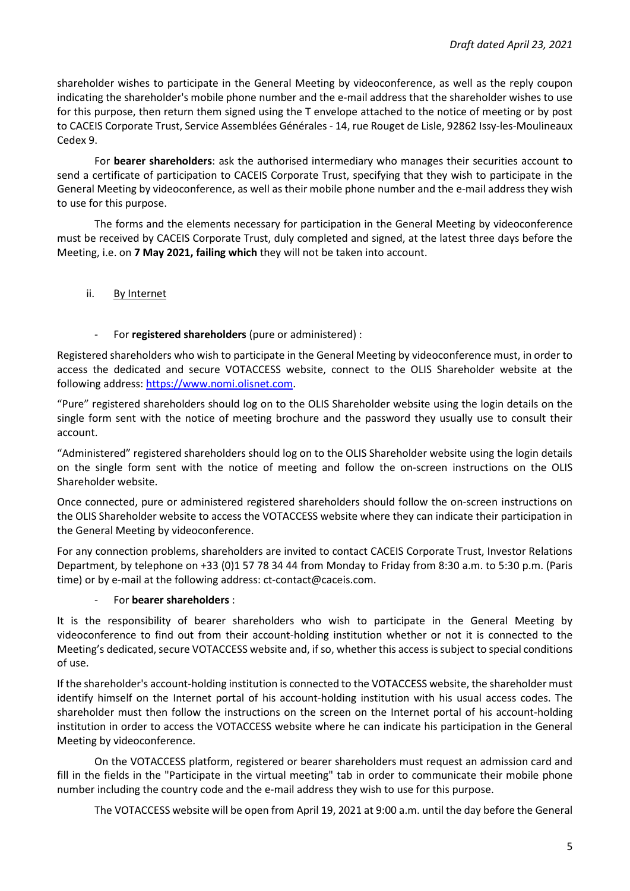shareholder wishes to participate in the General Meeting by videoconference, as well as the reply coupon indicating the shareholder's mobile phone number and the e-mail address that the shareholder wishes to use for this purpose, then return them signed using the T envelope attached to the notice of meeting or by post to CACEIS Corporate Trust, Service Assemblées Générales - 14, rue Rouget de Lisle, 92862 Issy-les-Moulineaux Cedex 9.

For **bearer shareholders**: ask the authorised intermediary who manages their securities account to send a certificate of participation to CACEIS Corporate Trust, specifying that they wish to participate in the General Meeting by videoconference, as well as their mobile phone number and the e-mail address they wish to use for this purpose.

The forms and the elements necessary for participation in the General Meeting by videoconference must be received by CACEIS Corporate Trust, duly completed and signed, at the latest three days before the Meeting, i.e. on **7 May 2021, failing which** they will not be taken into account.

ii. By Internet

- For **registered shareholders** (pure or administered) :

Registered shareholders who wish to participate in the General Meeting by videoconference must, in order to access the dedicated and secure VOTACCESS website, connect to the OLIS Shareholder website at the following address: https://www.nomi.olisnet.com.

"Pure" registered shareholders should log on to the OLIS Shareholder website using the login details on the single form sent with the notice of meeting brochure and the password they usually use to consult their account.

"Administered" registered shareholders should log on to the OLIS Shareholder website using the login details on the single form sent with the notice of meeting and follow the on-screen instructions on the OLIS Shareholder website.

Once connected, pure or administered registered shareholders should follow the on-screen instructions on the OLIS Shareholder website to access the VOTACCESS website where they can indicate their participation in the General Meeting by videoconference.

For any connection problems, shareholders are invited to contact CACEIS Corporate Trust, Investor Relations Department, by telephone on +33 (0)1 57 78 34 44 from Monday to Friday from 8:30 a.m. to 5:30 p.m. (Paris time) or by e-mail at the following address: ct-contact@caceis.com.

- For **bearer shareholders** :

It is the responsibility of bearer shareholders who wish to participate in the General Meeting by videoconference to find out from their account-holding institution whether or not it is connected to the Meeting's dedicated, secure VOTACCESS website and, if so, whether this access is subject to special conditions of use.

If the shareholder's account-holding institution is connected to the VOTACCESS website, the shareholder must identify himself on the Internet portal of his account-holding institution with his usual access codes. The shareholder must then follow the instructions on the screen on the Internet portal of his account-holding institution in order to access the VOTACCESS website where he can indicate his participation in the General Meeting by videoconference.

On the VOTACCESS platform, registered or bearer shareholders must request an admission card and fill in the fields in the "Participate in the virtual meeting" tab in order to communicate their mobile phone number including the country code and the e-mail address they wish to use for this purpose.

The VOTACCESS website will be open from April 19, 2021 at 9:00 a.m. until the day before the General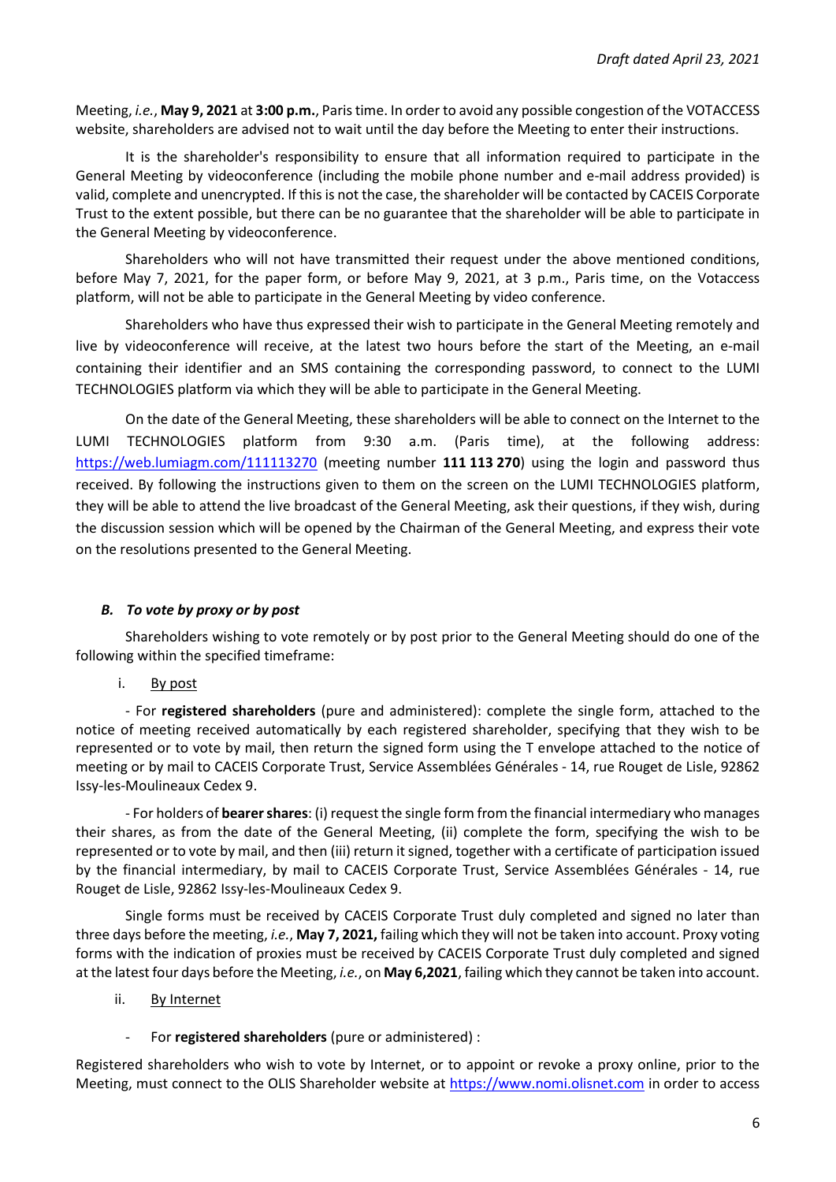Meeting, *i.e.*, **May 9, 2021** at **3:00 p.m.**, Paris time. In order to avoid any possible congestion of the VOTACCESS website, shareholders are advised not to wait until the day before the Meeting to enter their instructions.

It is the shareholder's responsibility to ensure that all information required to participate in the General Meeting by videoconference (including the mobile phone number and e-mail address provided) is valid, complete and unencrypted. If this is not the case, the shareholder will be contacted by CACEIS Corporate Trust to the extent possible, but there can be no guarantee that the shareholder will be able to participate in the General Meeting by videoconference.

Shareholders who will not have transmitted their request under the above mentioned conditions, before May 7, 2021, for the paper form, or before May 9, 2021, at 3 p.m., Paris time, on the Votaccess platform, will not be able to participate in the General Meeting by video conference.

Shareholders who have thus expressed their wish to participate in the General Meeting remotely and live by videoconference will receive, at the latest two hours before the start of the Meeting, an e-mail containing their identifier and an SMS containing the corresponding password, to connect to the LUMI TECHNOLOGIES platform via which they will be able to participate in the General Meeting.

On the date of the General Meeting, these shareholders will be able to connect on the Internet to the LUMI TECHNOLOGIES platform from 9:30 a.m. (Paris time), at the following address: https://web.lumiagm.com/111113270 (meeting number **111 113 270**) using the login and password thus received. By following the instructions given to them on the screen on the LUMI TECHNOLOGIES platform, they will be able to attend the live broadcast of the General Meeting, ask their questions, if they wish, during the discussion session which will be opened by the Chairman of the General Meeting, and express their vote on the resolutions presented to the General Meeting.

### ***B. To vote by proxy or by post***

Shareholders wishing to vote remotely or by post prior to the General Meeting should do one of the following within the specified timeframe:

i. By post

- For **registered shareholders** (pure and administered): complete the single form, attached to the notice of meeting received automatically by each registered shareholder, specifying that they wish to be represented or to vote by mail, then return the signed form using the T envelope attached to the notice of meeting or by mail to CACEIS Corporate Trust, Service Assemblées Générales - 14, rue Rouget de Lisle, 92862 Issy-les-Moulineaux Cedex 9.

- For holders of **bearer shares**: (i) request the single form from the financial intermediary who manages their shares, as from the date of the General Meeting, (ii) complete the form, specifying the wish to be represented or to vote by mail, and then (iii) return it signed, together with a certificate of participation issued by the financial intermediary, by mail to CACEIS Corporate Trust, Service Assemblées Générales - 14, rue Rouget de Lisle, 92862 Issy-les-Moulineaux Cedex 9.

Single forms must be received by CACEIS Corporate Trust duly completed and signed no later than three days before the meeting, *i.e.*, **May 7, 2021,** failing which they will not be taken into account. Proxy voting forms with the indication of proxies must be received by CACEIS Corporate Trust duly completed and signed at the latest four days before the Meeting, *i.e.*, on **May 6,2021**, failing which they cannot be taken into account.

ii. By Internet

- For **registered shareholders** (pure or administered) :

Registered shareholders who wish to vote by Internet, or to appoint or revoke a proxy online, prior to the Meeting, must connect to the OLIS Shareholder website at https://www.nomi.olisnet.com in order to access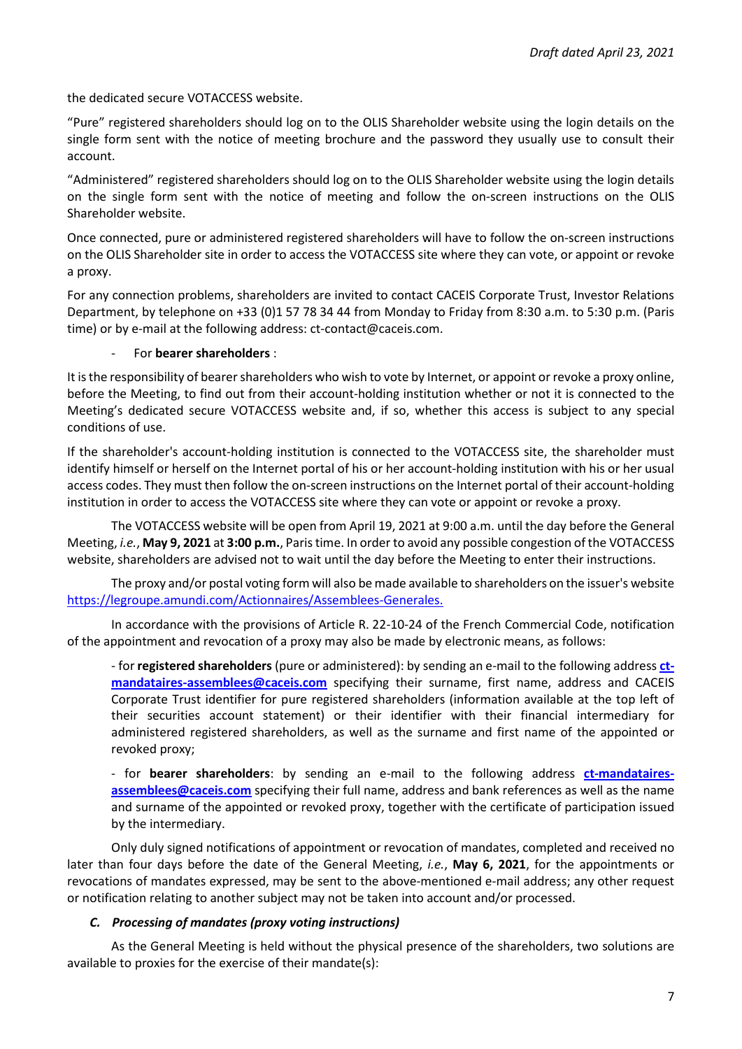the dedicated secure VOTACCESS website.

"Pure" registered shareholders should log on to the OLIS Shareholder website using the login details on the single form sent with the notice of meeting brochure and the password they usually use to consult their account.

"Administered" registered shareholders should log on to the OLIS Shareholder website using the login details on the single form sent with the notice of meeting and follow the on-screen instructions on the OLIS Shareholder website.

Once connected, pure or administered registered shareholders will have to follow the on-screen instructions on the OLIS Shareholder site in order to access the VOTACCESS site where they can vote, or appoint or revoke a proxy.

For any connection problems, shareholders are invited to contact CACEIS Corporate Trust, Investor Relations Department, by telephone on +33 (0)1 57 78 34 44 from Monday to Friday from 8:30 a.m. to 5:30 p.m. (Paris time) or by e-mail at the following address: ct-contact@caceis.com.

- For **bearer shareholders** :

It is the responsibility of bearer shareholders who wish to vote by Internet, or appoint or revoke a proxy online, before the Meeting, to find out from their account-holding institution whether or not it is connected to the Meeting's dedicated secure VOTACCESS website and, if so, whether this access is subject to any special conditions of use.

If the shareholder's account-holding institution is connected to the VOTACCESS site, the shareholder must identify himself or herself on the Internet portal of his or her account-holding institution with his or her usual access codes. They must then follow the on-screen instructions on the Internet portal of their account-holding institution in order to access the VOTACCESS site where they can vote or appoint or revoke a proxy.

The VOTACCESS website will be open from April 19, 2021 at 9:00 a.m. until the day before the General Meeting, *i.e.*, **May 9, 2021** at **3:00 p.m.**, Paris time. In order to avoid any possible congestion of the VOTACCESS website, shareholders are advised not to wait until the day before the Meeting to enter their instructions.

The proxy and/or postal voting form will also be made available to shareholders on the issuer's website [https://legroupe.amundi.com/Actionnaires/Assemblees-Generales.](https://legroupe.amundi.com/Actionnaires/Assemblees-Generales)

In accordance with the provisions of Article R. 22-10-24 of the French Commercial Code, notification of the appointment and revocation of a proxy may also be made by electronic means, as follows:

- for **registered shareholders** (pure or administered): by sending an e-mail to the following address **ct-mandataires-assemblees@caceis.com** specifying their surname, first name, address and CACEIS Corporate Trust identifier for pure registered shareholders (information available at the top left of their securities account statement) or their identifier with their financial intermediary for administered registered shareholders, as well as the surname and first name of the appointed or revoked proxy;

- for **bearer shareholders**: by sending an e-mail to the following address **ct-mandataires-assemblees@caceis.com** specifying their full name, address and bank references as well as the name and surname of the appointed or revoked proxy, together with the certificate of participation issued by the intermediary.

Only duly signed notifications of appointment or revocation of mandates, completed and received no later than four days before the date of the General Meeting, *i.e.*, **May 6, 2021**, for the appointments or revocations of mandates expressed, may be sent to the above-mentioned e-mail address; any other request or notification relating to another subject may not be taken into account and/or processed.

### *C. Processing of mandates (proxy voting instructions)*

As the General Meeting is held without the physical presence of the shareholders, two solutions are available to proxies for the exercise of their mandate(s):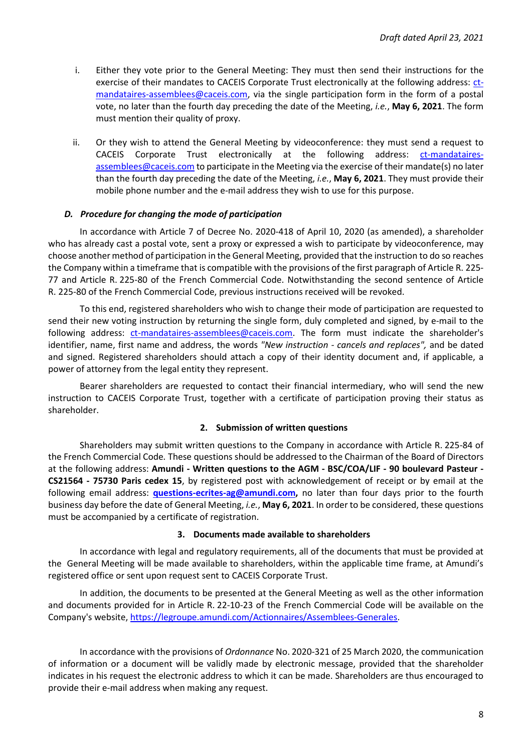i. Either they vote prior to the General Meeting: They must then send their instructions for the exercise of their mandates to CACEIS Corporate Trust electronically at the following address: ct-mandataires-assemblees@caceis.com, via the single participation form in the form of a postal vote, no later than the fourth day preceding the date of the Meeting, *i.e.*, **May 6, 2021**. The form must mention their quality of proxy.

ii. Or they wish to attend the General Meeting by videoconference: they must send a request to CACEIS Corporate Trust electronically at the following address: ct-mandataires-assemblees@caceis.com to participate in the Meeting via the exercise of their mandate(s) no later than the fourth day preceding the date of the Meeting, *i.e.*, **May 6, 2021**. They must provide their mobile phone number and the e-mail address they wish to use for this purpose.

#### *D. Procedure for changing the mode of participation*

In accordance with Article 7 of Decree No. 2020-418 of April 10, 2020 (as amended), a shareholder who has already cast a postal vote, sent a proxy or expressed a wish to participate by videoconference, may choose another method of participation in the General Meeting, provided that the instruction to do so reaches the Company within a timeframe that is compatible with the provisions of the first paragraph of Article R. 225-77 and Article R. 225-80 of the French Commercial Code. Notwithstanding the second sentence of Article R. 225-80 of the French Commercial Code, previous instructions received will be revoked.

To this end, registered shareholders who wish to change their mode of participation are requested to send their new voting instruction by returning the single form, duly completed and signed, by e-mail to the following address: ct-mandataires-assemblees@caceis.com. The form must indicate the shareholder's identifier, name, first name and address, the words *"New instruction - cancels and replaces",* and be dated and signed. Registered shareholders should attach a copy of their identity document and, if applicable, a power of attorney from the legal entity they represent.

Bearer shareholders are requested to contact their financial intermediary, who will send the new instruction to CACEIS Corporate Trust, together with a certificate of participation proving their status as shareholder.

### 2. Submission of written questions

Shareholders may submit written questions to the Company in accordance with Article R. 225-84 of the French Commercial Code. These questions should be addressed to the Chairman of the Board of Directors at the following address: **Amundi - Written questions to the AGM - BSC/COA/LIF - 90 boulevard Pasteur - CS21564 - 75730 Paris cedex 15**, by registered post with acknowledgement of receipt or by email at the following email address: **questions-ecrites-ag@amundi.com,** no later than four days prior to the fourth business day before the date of General Meeting, *i.e.*, **May 6, 2021**. In order to be considered, these questions must be accompanied by a certificate of registration.

### 3. Documents made available to shareholders

In accordance with legal and regulatory requirements, all of the documents that must be provided at the General Meeting will be made available to shareholders, within the applicable time frame, at Amundi's registered office or sent upon request sent to CACEIS Corporate Trust.

In addition, the documents to be presented at the General Meeting as well as the other information and documents provided for in Article R. 22-10-23 of the French Commercial Code will be available on the Company's website, https://legroupe.amundi.com/Actionnaires/Assemblees-Generales.

In accordance with the provisions of *Ordonnance* No. 2020-321 of 25 March 2020, the communication of information or a document will be validly made by electronic message, provided that the shareholder indicates in his request the electronic address to which it can be made. Shareholders are thus encouraged to provide their e-mail address when making any request.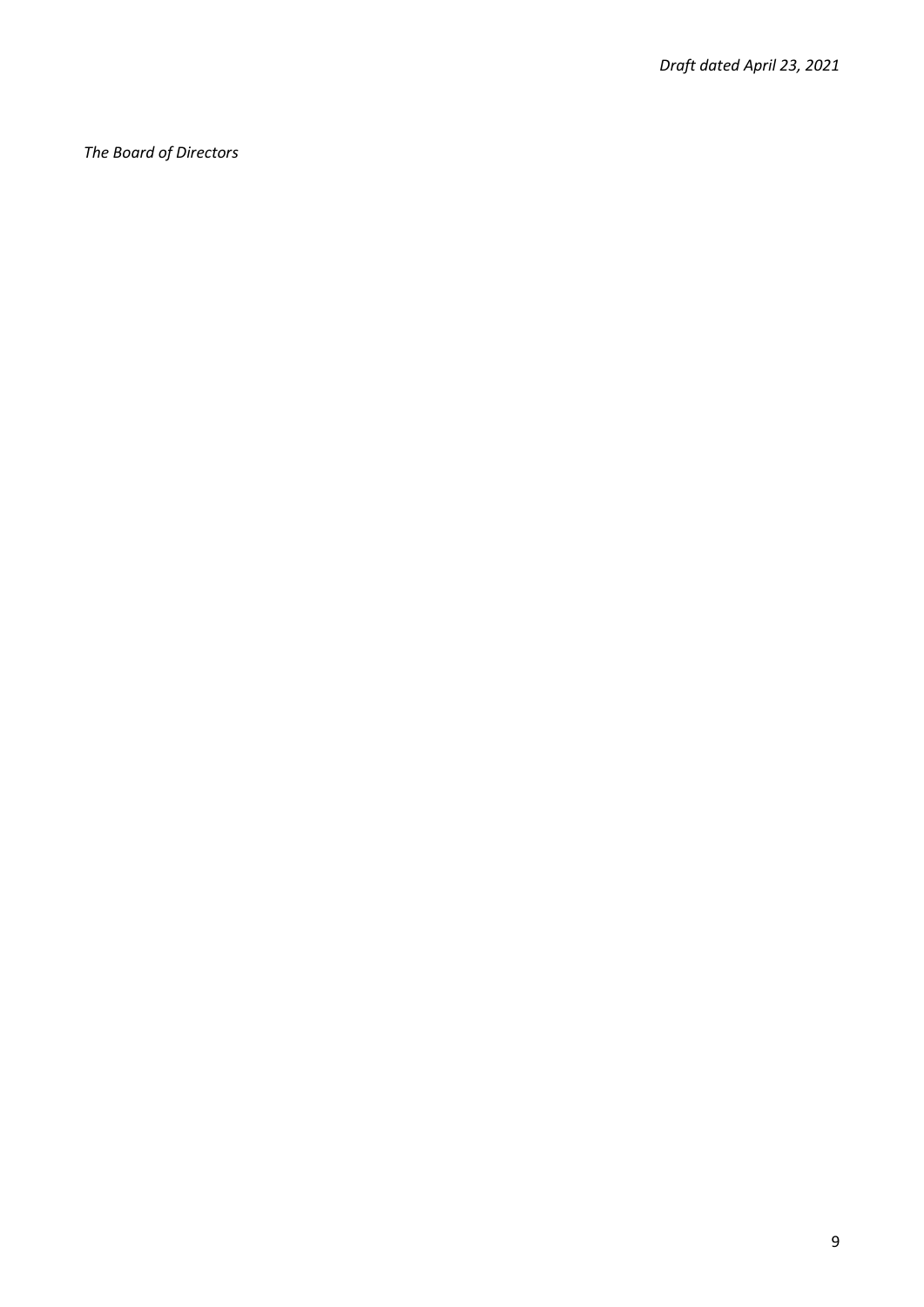*The Board of Directors*